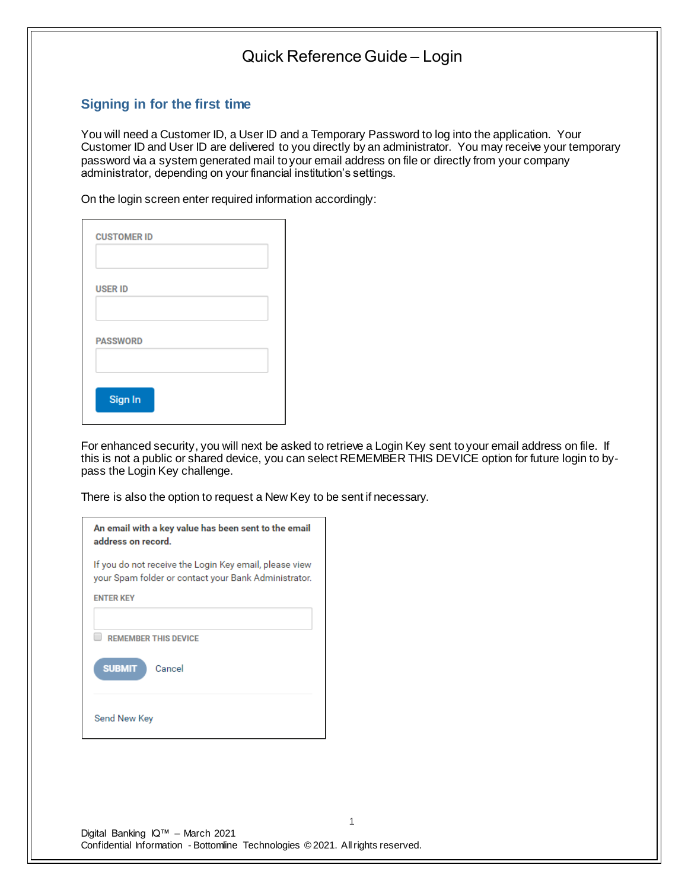# Quick Reference Guide – Login

## Signing in for the first time

You will need a Customer ID, a User ID and a Temporary Password to log into the application. Your Customer ID and User ID are delivered to you directly by an administrator. You may receive your temporary password via a system generated mail to your email address on file or directly from your company administrator, depending on your financial institution's settings.

On the login screen enter required information accordingly:

CUSTOMER ID

USER ID

PASSWORD

Sign In

For enhanced security, you will next be asked to retrieve a Login Key sent to your email address on file. If this is not a public or shared device, you can select REMEMBER THIS DEVICE option for future login to by-pass the Login Key challenge.

There is also the option to request a New Key to be sent if necessary.

**An email with a key value has been sent to the email address on record.**

If you do not receive the Login Key email, please view your Spam folder or contact your Bank Administrator.

ENTER KEY

REMEMBER THIS DEVICE

SUBMIT Cancel

Send New Key

Digital Banking IQ™ – March 2021
Confidential Information - Bottomline Technologies © 2021. All rights reserved.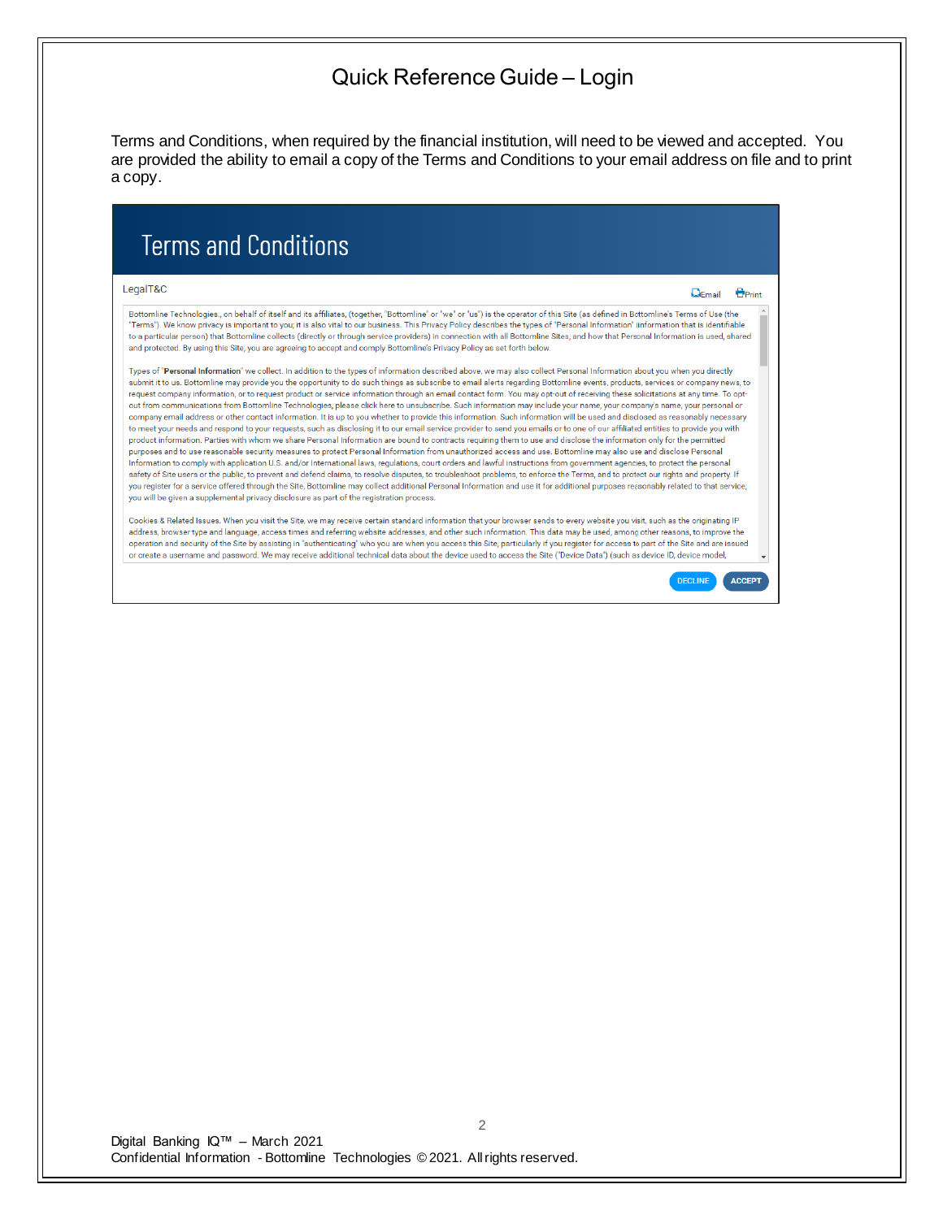# Quick Reference Guide – Login

Terms and Conditions, when required by the financial institution, will need to be viewed and accepted. You are provided the ability to email a copy of the Terms and Conditions to your email address on file and to print a copy.

## Terms and Conditions

LegalT&C

Email Print

Bottomline Technologies., on behalf of itself and its affiliates, (together, "Bottomline" or "we" or "us") is the operator of this Site (as defined in Bottomline's Terms of Use (the "Terms"). We know privacy is important to you; it is also vital to our business. This Privacy Policy describes the types of "Personal Information" (information that is identifiable to a particular person) that Bottomline collects (directly or through service providers) in connection with all Bottomline Sites, and how that Personal Information is used, shared and protected. By using this Site, you are agreeing to accept and comply Bottomline's Privacy Policy as set forth below.

Types of "**Personal Information**" we collect. In addition to the types of information described above, we may also collect Personal Information about you when you directly submit it to us. Bottomline may provide you the opportunity to do such things as subscribe to email alerts regarding Bottomline events, products, services or company news, to request company information, or to request product or service information through an email contact form. You may opt-out of receiving these solicitations at any time. To opt-out from communications from Bottomline Technologies, please click here to unsubscribe. Such information may include your name, your company's name, your personal or company email address or other contact information. It is up to you whether to provide this information. Such information will be used and disclosed as reasonably necessary to meet your needs and respond to your requests, such as disclosing it to our email service provider to send you emails or to one of our affiliated entities to provide you with product information. Parties with whom we share Personal Information are bound to contracts requiring them to use and disclose the information only for the permitted purposes and to use reasonable security measures to protect Personal Information from unauthorized access and use. Bottomline may also use and disclose Personal Information to comply with application U.S. and/or International laws, regulations, court orders and lawful instructions from government agencies, to protect the personal safety of Site users or the public, to prevent and defend claims, to resolve disputes, to troubleshoot problems, to enforce the Terms, and to protect our rights and property. If you register for a service offered through the Site, Bottomline may collect additional Personal Information and use it for additional purposes reasonably related to that service; you will be given a supplemental privacy disclosure as part of the registration process.

Cookies & Related Issues. When you visit the Site, we may receive certain standard information that your browser sends to every website you visit, such as the originating IP address, browser type and language, access times and referring website addresses, and other such information. This data may be used, among other reasons, to improve the operation and security of the Site by assisting in "authenticating" who you are when you access this Site, particularly if you register for access to part of the Site and are issued or create a username and password. We may receive additional technical data about the device used to access the Site ("Device Data") (such as device ID, device model,

DECLINE ACCEPT

Digital Banking IQ™ – March 2021
Confidential Information - Bottomline Technologies © 2021. All rights reserved.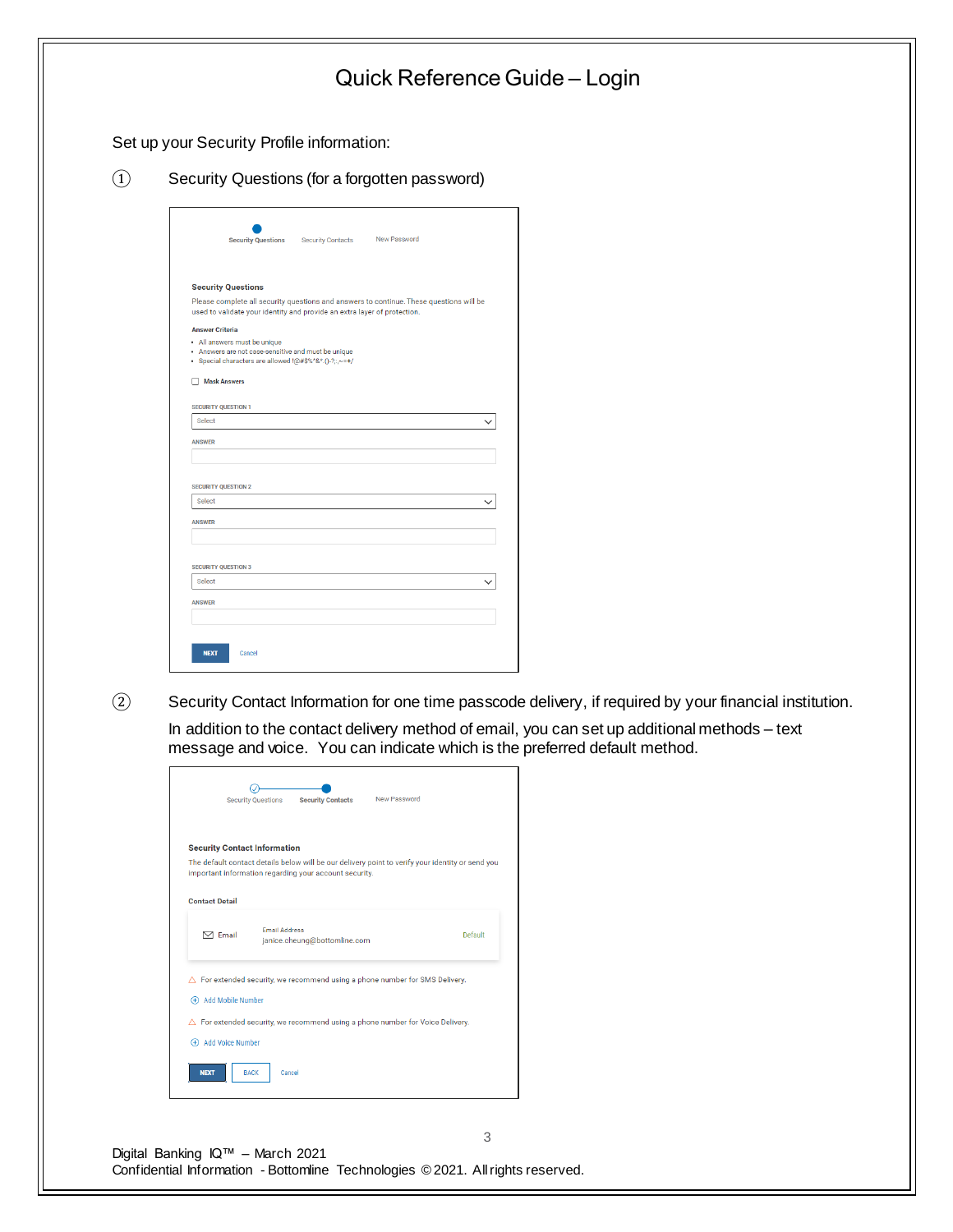# Quick Reference Guide – Login

Set up your Security Profile information:

① Security Questions (for a forgotten password)

Security Questions | Security Contacts | New Password

**Security Questions**

Please complete all security questions and answers to continue. These questions will be used to validate your identity and provide an extra layer of protection.

**Answer Criteria**

- All answers must be unique
- Answers are not case-sensitive and must be unique
- Special characters are allowed !@#$%^&*()-?;:,~=+/

☐ Mask Answers

SECURITY QUESTION 1

Select

ANSWER

SECURITY QUESTION 2

Select

ANSWER

SECURITY QUESTION 3

Select

ANSWER

NEXT Cancel

② Security Contact Information for one time passcode delivery, if required by your financial institution.

In addition to the contact delivery method of email, you can set up additional methods – text message and voice. You can indicate which is the preferred default method.

Security Questions | Security Contacts | New Password

**Security Contact Information**

The default contact details below will be our delivery point to verify your identity or send you important information regarding your account security.

**Contact Detail**

Email | Email Address janice.cheung@bottomline.com | Default

△ For extended security, we recommend using a phone number for SMS Delivery.

⊕ Add Mobile Number

△ For extended security, we recommend using a phone number for Voice Delivery.

⊕ Add Voice Number

NEXT BACK Cancel

Digital Banking IQ™ – March 2021
Confidential Information - Bottomline Technologies © 2021. All rights reserved.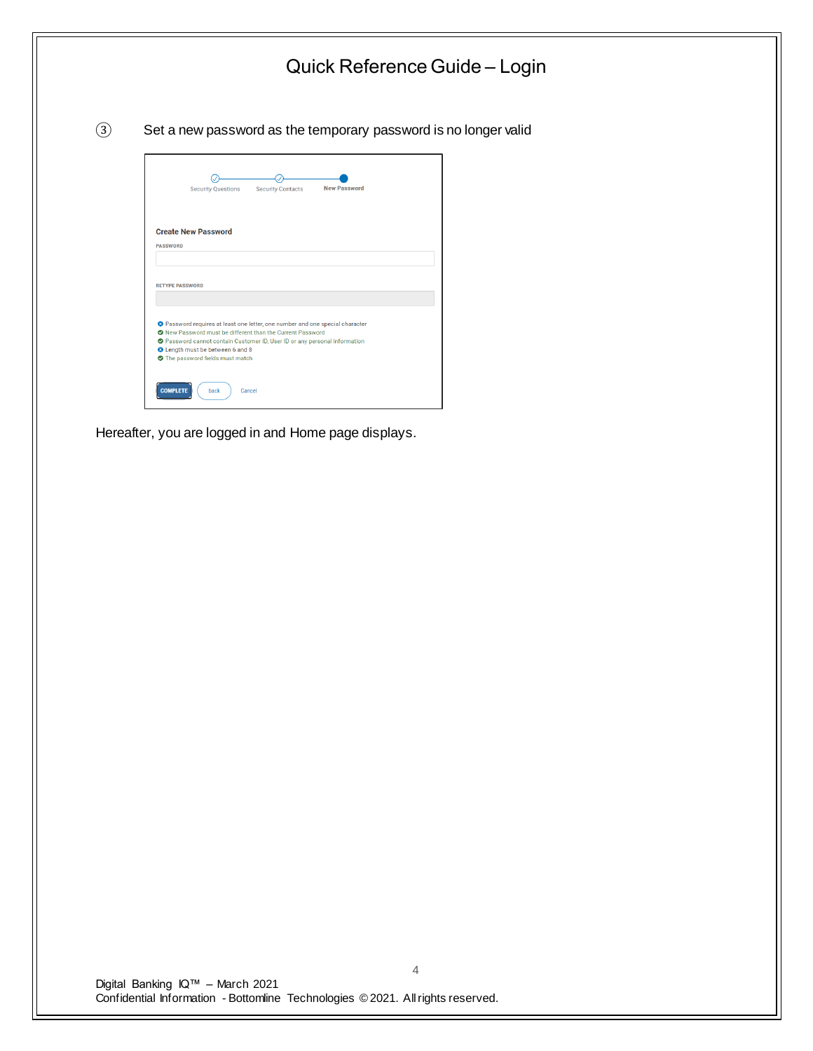# Quick Reference Guide – Login

③ Set a new password as the temporary password is no longer valid

Security Questions — Security Contacts — New Password

**Create New Password**

PASSWORD

RETYPE PASSWORD

- Password requires at least one letter, one number and one special character
- New Password must be different than the Current Password
- Password cannot contain Customer ID, User ID or any personal information
- Length must be between 6 and 8
- The password fields must match

COMPLETE | back | Cancel

Hereafter, you are logged in and Home page displays.

Digital Banking IQ™ – March 2021
Confidential Information - Bottomline Technologies © 2021. All rights reserved.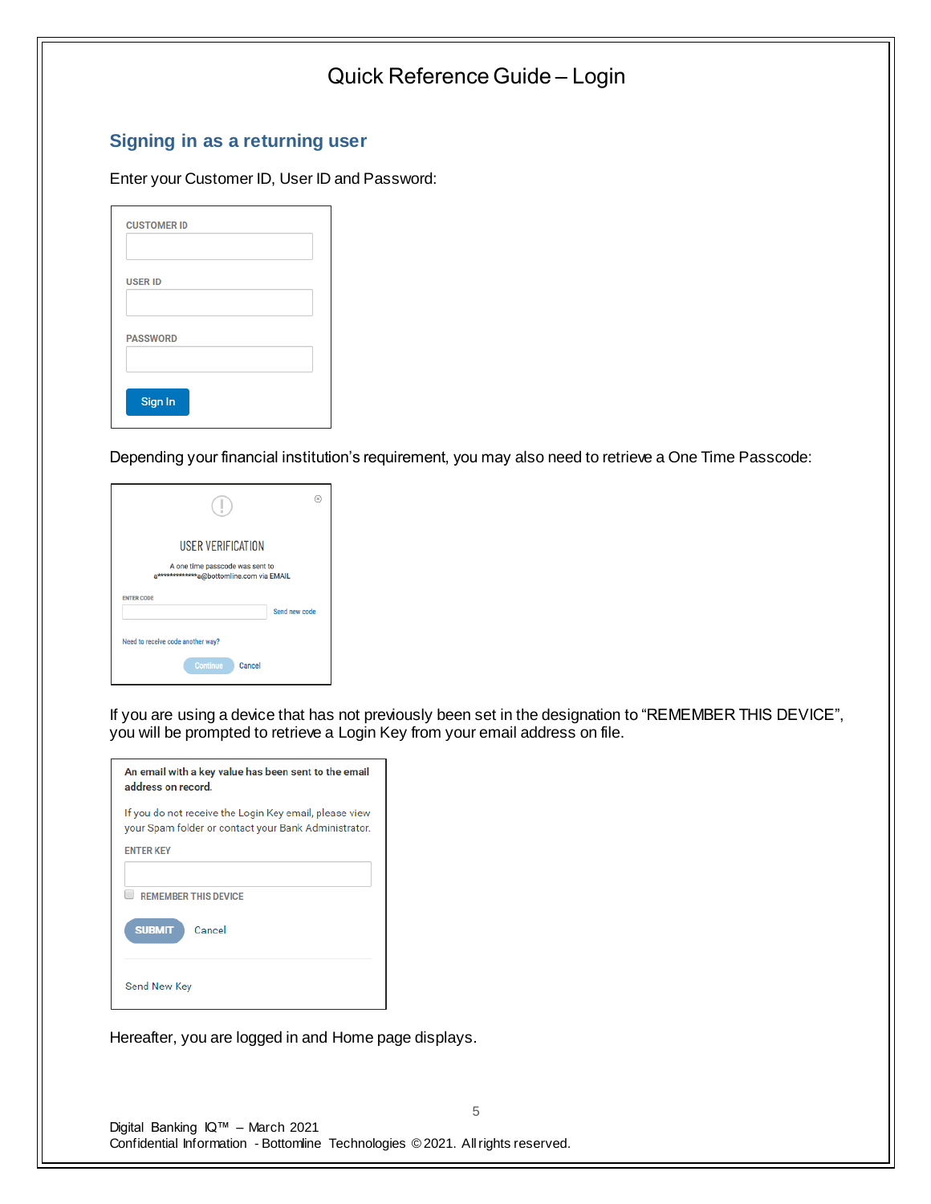# Quick Reference Guide – Login

## Signing in as a returning user

Enter your Customer ID, User ID and Password:

CUSTOMER ID

USER ID

PASSWORD

Sign In

Depending your financial institution's requirement, you may also need to retrieve a One Time Passcode:

USER VERIFICATION

A one time passcode was sent to a*************a@bottomline.com via EMAIL

ENTER CODE

Send new code

Need to receive code another way?

Continue Cancel

If you are using a device that has not previously been set in the designation to "REMEMBER THIS DEVICE", you will be prompted to retrieve a Login Key from your email address on file.

**An email with a key value has been sent to the email address on record.**

If you do not receive the Login Key email, please view your Spam folder or contact your Bank Administrator.

ENTER KEY

REMEMBER THIS DEVICE

SUBMIT Cancel

Send New Key

Hereafter, you are logged in and Home page displays.

Digital Banking IQ™ – March 2021
Confidential Information - Bottomline Technologies © 2021. All rights reserved.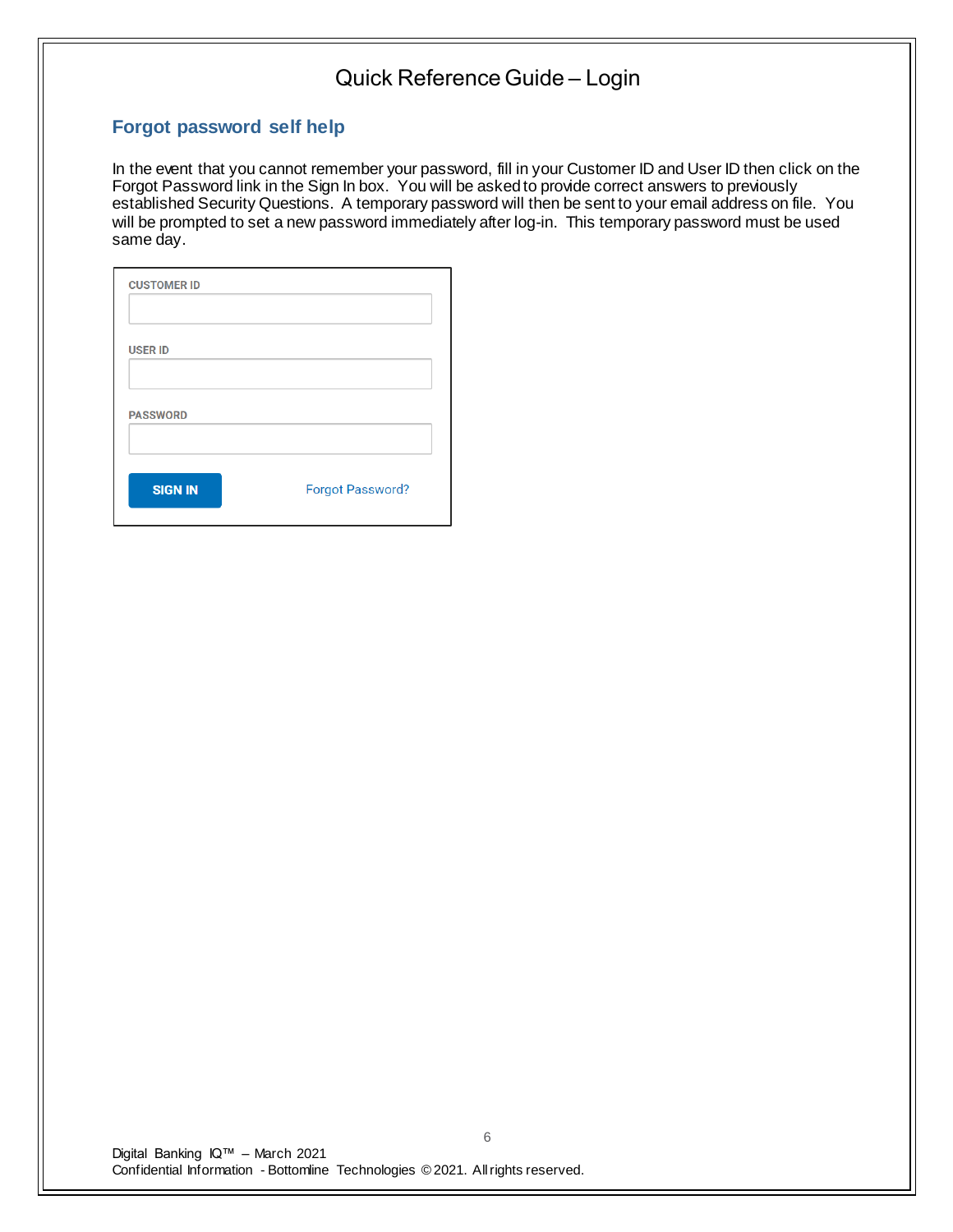# Quick Reference Guide – Login

## Forgot password self help

In the event that you cannot remember your password, fill in your Customer ID and User ID then click on the Forgot Password link in the Sign In box. You will be asked to provide correct answers to previously established Security Questions. A temporary password will then be sent to your email address on file. You will be prompted to set a new password immediately after log-in. This temporary password must be used same day.

CUSTOMER ID

USER ID

PASSWORD

SIGN IN

Forgot Password?